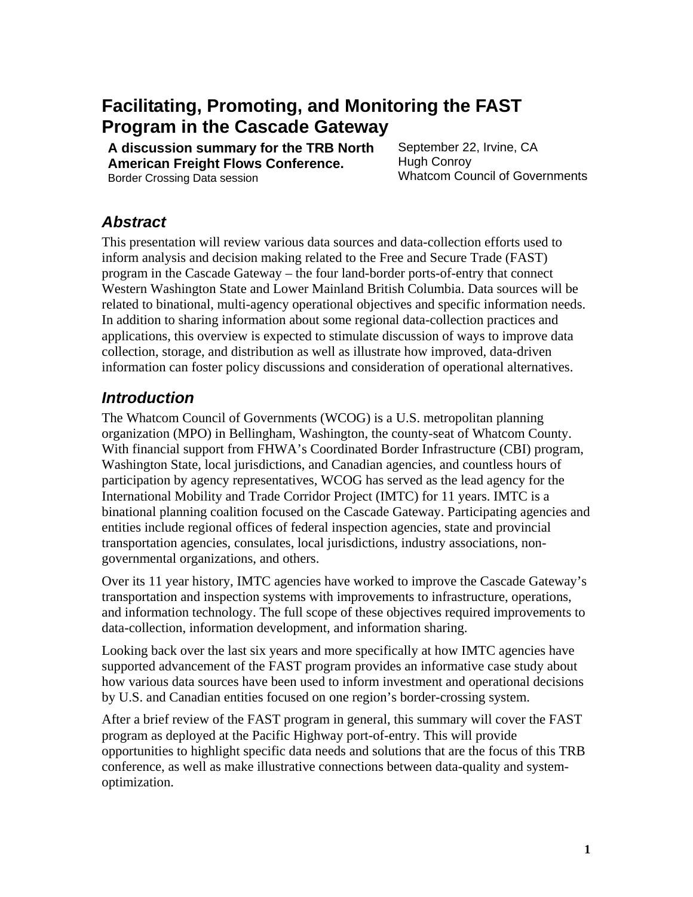# Facilitating, Promoting, and Monitoring the FAST Program in the Cascade Gateway

**A discussion summary for the TRB North American Freight Flows Conference.**
Border Crossing Data session

September 22, Irvine, CA
Hugh Conroy
Whatcom Council of Governments

## *Abstract*

This presentation will review various data sources and data-collection efforts used to inform analysis and decision making related to the Free and Secure Trade (FAST) program in the Cascade Gateway – the four land-border ports-of-entry that connect Western Washington State and Lower Mainland British Columbia. Data sources will be related to binational, multi-agency operational objectives and specific information needs. In addition to sharing information about some regional data-collection practices and applications, this overview is expected to stimulate discussion of ways to improve data collection, storage, and distribution as well as illustrate how improved, data-driven information can foster policy discussions and consideration of operational alternatives.

## *Introduction*

The Whatcom Council of Governments (WCOG) is a U.S. metropolitan planning organization (MPO) in Bellingham, Washington, the county-seat of Whatcom County. With financial support from FHWA's Coordinated Border Infrastructure (CBI) program, Washington State, local jurisdictions, and Canadian agencies, and countless hours of participation by agency representatives, WCOG has served as the lead agency for the International Mobility and Trade Corridor Project (IMTC) for 11 years. IMTC is a binational planning coalition focused on the Cascade Gateway. Participating agencies and entities include regional offices of federal inspection agencies, state and provincial transportation agencies, consulates, local jurisdictions, industry associations, non-governmental organizations, and others.

Over its 11 year history, IMTC agencies have worked to improve the Cascade Gateway's transportation and inspection systems with improvements to infrastructure, operations, and information technology. The full scope of these objectives required improvements to data-collection, information development, and information sharing.

Looking back over the last six years and more specifically at how IMTC agencies have supported advancement of the FAST program provides an informative case study about how various data sources have been used to inform investment and operational decisions by U.S. and Canadian entities focused on one region's border-crossing system.

After a brief review of the FAST program in general, this summary will cover the FAST program as deployed at the Pacific Highway port-of-entry. This will provide opportunities to highlight specific data needs and solutions that are the focus of this TRB conference, as well as make illustrative connections between data-quality and system-optimization.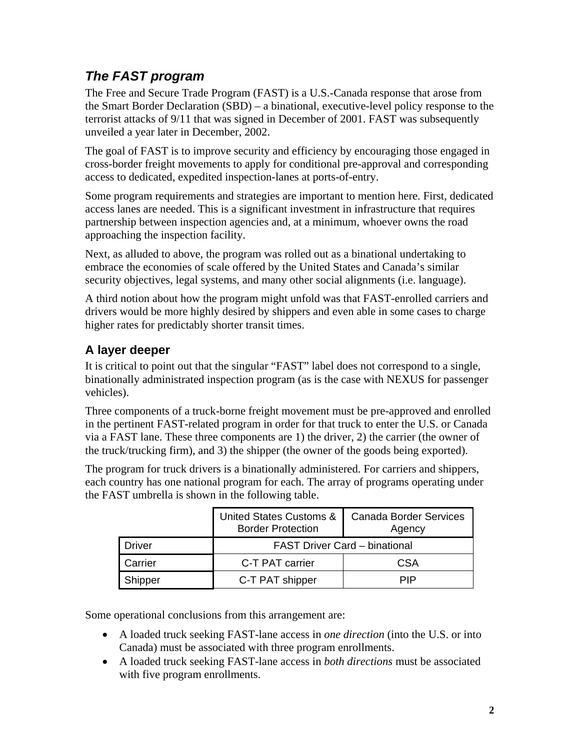## *The FAST program*

The Free and Secure Trade Program (FAST) is a U.S.-Canada response that arose from the Smart Border Declaration (SBD) – a binational, executive-level policy response to the terrorist attacks of 9/11 that was signed in December of 2001. FAST was subsequently unveiled a year later in December, 2002.

The goal of FAST is to improve security and efficiency by encouraging those engaged in cross-border freight movements to apply for conditional pre-approval and corresponding access to dedicated, expedited inspection-lanes at ports-of-entry.

Some program requirements and strategies are important to mention here. First, dedicated access lanes are needed. This is a significant investment in infrastructure that requires partnership between inspection agencies and, at a minimum, whoever owns the road approaching the inspection facility.

Next, as alluded to above, the program was rolled out as a binational undertaking to embrace the economies of scale offered by the United States and Canada's similar security objectives, legal systems, and many other social alignments (i.e. language).

A third notion about how the program might unfold was that FAST-enrolled carriers and drivers would be more highly desired by shippers and even able in some cases to charge higher rates for predictably shorter transit times.

### A layer deeper

It is critical to point out that the singular "FAST" label does not correspond to a single, binationally administrated inspection program (as is the case with NEXUS for passenger vehicles).

Three components of a truck-borne freight movement must be pre-approved and enrolled in the pertinent FAST-related program in order for that truck to enter the U.S. or Canada via a FAST lane. These three components are 1) the driver, 2) the carrier (the owner of the truck/trucking firm), and 3) the shipper (the owner of the goods being exported).

The program for truck drivers is a binationally administered. For carriers and shippers, each country has one national program for each. The array of programs operating under the FAST umbrella is shown in the following table.

| | United States Customs & Border Protection | Canada Border Services Agency |
|---|---|---|
| Driver | FAST Driver Card – binational | |
| Carrier | C-T PAT carrier | CSA |
| Shipper | C-T PAT shipper | PIP |

Some operational conclusions from this arrangement are:

- A loaded truck seeking FAST-lane access in *one direction* (into the U.S. or into Canada) must be associated with three program enrollments.
- A loaded truck seeking FAST-lane access in *both directions* must be associated with five program enrollments.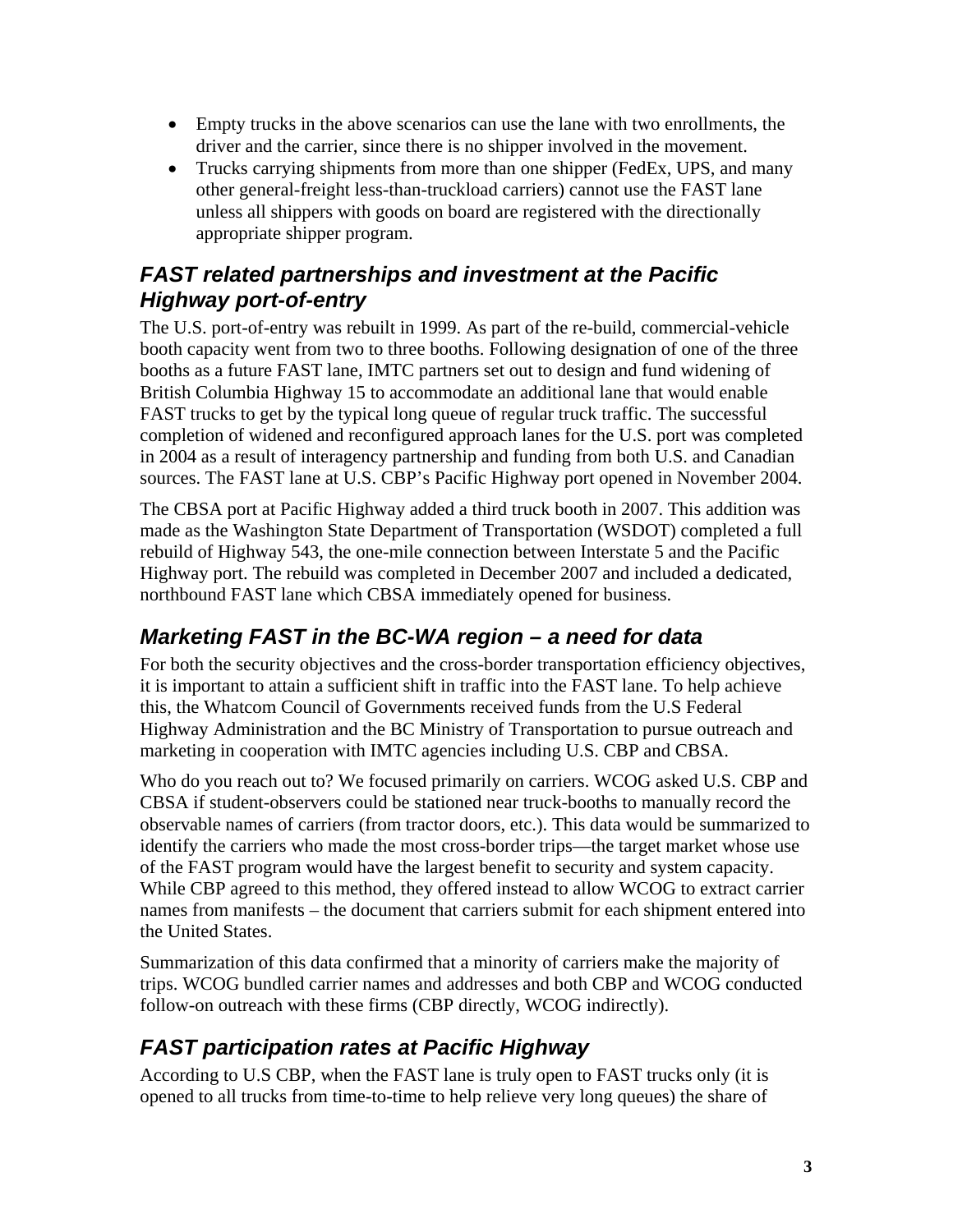- Empty trucks in the above scenarios can use the lane with two enrollments, the driver and the carrier, since there is no shipper involved in the movement.
- Trucks carrying shipments from more than one shipper (FedEx, UPS, and many other general-freight less-than-truckload carriers) cannot use the FAST lane unless all shippers with goods on board are registered with the directionally appropriate shipper program.

## *FAST related partnerships and investment at the Pacific Highway port-of-entry*

The U.S. port-of-entry was rebuilt in 1999. As part of the re-build, commercial-vehicle booth capacity went from two to three booths. Following designation of one of the three booths as a future FAST lane, IMTC partners set out to design and fund widening of British Columbia Highway 15 to accommodate an additional lane that would enable FAST trucks to get by the typical long queue of regular truck traffic. The successful completion of widened and reconfigured approach lanes for the U.S. port was completed in 2004 as a result of interagency partnership and funding from both U.S. and Canadian sources. The FAST lane at U.S. CBP's Pacific Highway port opened in November 2004.

The CBSA port at Pacific Highway added a third truck booth in 2007. This addition was made as the Washington State Department of Transportation (WSDOT) completed a full rebuild of Highway 543, the one-mile connection between Interstate 5 and the Pacific Highway port. The rebuild was completed in December 2007 and included a dedicated, northbound FAST lane which CBSA immediately opened for business.

## *Marketing FAST in the BC-WA region – a need for data*

For both the security objectives and the cross-border transportation efficiency objectives, it is important to attain a sufficient shift in traffic into the FAST lane. To help achieve this, the Whatcom Council of Governments received funds from the U.S Federal Highway Administration and the BC Ministry of Transportation to pursue outreach and marketing in cooperation with IMTC agencies including U.S. CBP and CBSA.

Who do you reach out to? We focused primarily on carriers. WCOG asked U.S. CBP and CBSA if student-observers could be stationed near truck-booths to manually record the observable names of carriers (from tractor doors, etc.). This data would be summarized to identify the carriers who made the most cross-border trips—the target market whose use of the FAST program would have the largest benefit to security and system capacity. While CBP agreed to this method, they offered instead to allow WCOG to extract carrier names from manifests – the document that carriers submit for each shipment entered into the United States.

Summarization of this data confirmed that a minority of carriers make the majority of trips. WCOG bundled carrier names and addresses and both CBP and WCOG conducted follow-on outreach with these firms (CBP directly, WCOG indirectly).

## *FAST participation rates at Pacific Highway*

According to U.S CBP, when the FAST lane is truly open to FAST trucks only (it is opened to all trucks from time-to-time to help relieve very long queues) the share of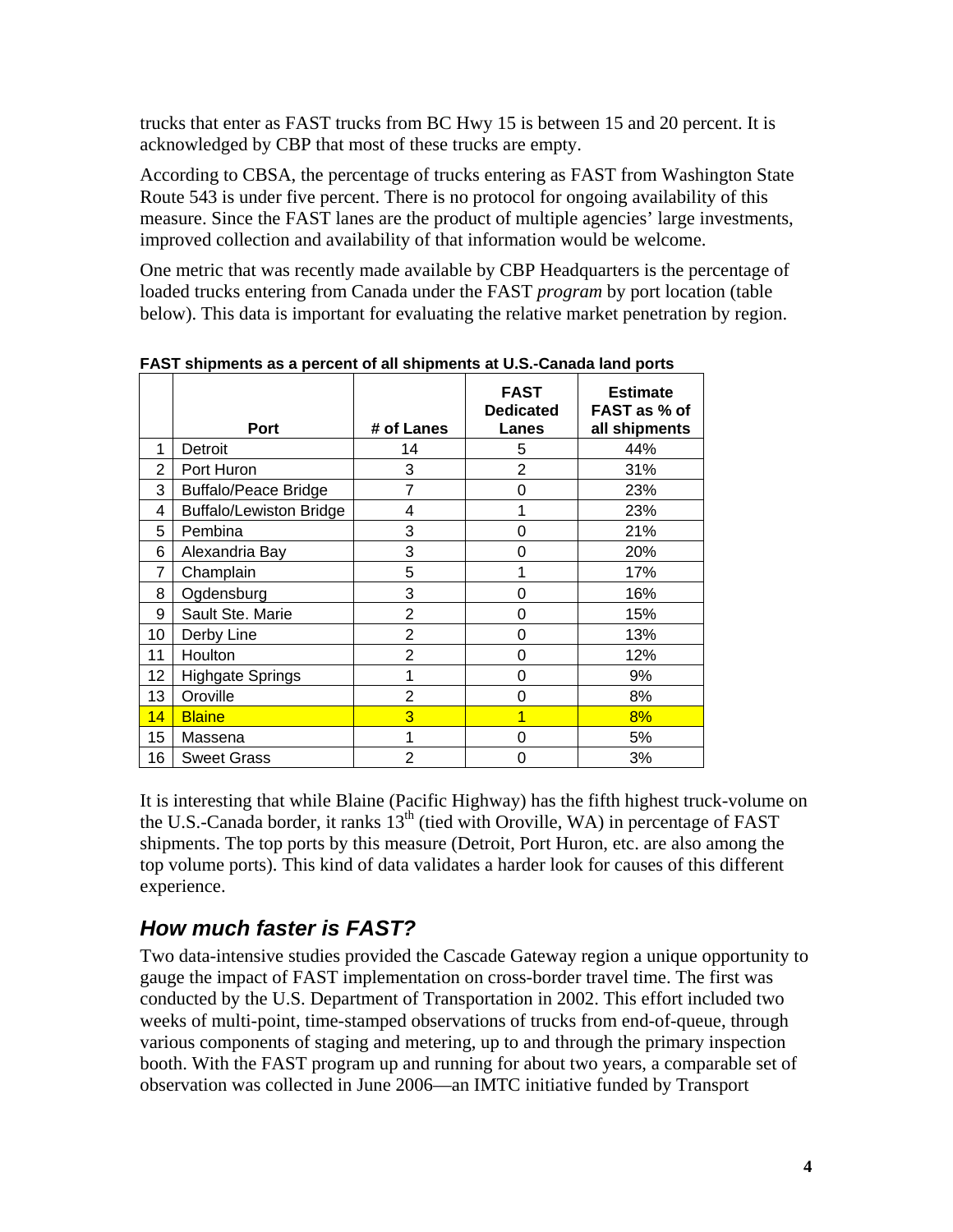trucks that enter as FAST trucks from BC Hwy 15 is between 15 and 20 percent. It is acknowledged by CBP that most of these trucks are empty.

According to CBSA, the percentage of trucks entering as FAST from Washington State Route 543 is under five percent. There is no protocol for ongoing availability of this measure. Since the FAST lanes are the product of multiple agencies' large investments, improved collection and availability of that information would be welcome.

One metric that was recently made available by CBP Headquarters is the percentage of loaded trucks entering from Canada under the FAST *program* by port location (table below). This data is important for evaluating the relative market penetration by region.

**FAST shipments as a percent of all shipments at U.S.-Canada land ports**

| | Port | # of Lanes | FAST Dedicated Lanes | Estimate FAST as % of all shipments |
|---|---|---|---|---|
| 1 | Detroit | 14 | 5 | 44% |
| 2 | Port Huron | 3 | 2 | 31% |
| 3 | Buffalo/Peace Bridge | 7 | 0 | 23% |
| 4 | Buffalo/Lewiston Bridge | 4 | 1 | 23% |
| 5 | Pembina | 3 | 0 | 21% |
| 6 | Alexandria Bay | 3 | 0 | 20% |
| 7 | Champlain | 5 | 1 | 17% |
| 8 | Ogdensburg | 3 | 0 | 16% |
| 9 | Sault Ste. Marie | 2 | 0 | 15% |
| 10 | Derby Line | 2 | 0 | 13% |
| 11 | Houlton | 2 | 0 | 12% |
| 12 | Highgate Springs | 1 | 0 | 9% |
| 13 | Oroville | 2 | 0 | 8% |
| 14 | Blaine | 3 | 1 | 8% |
| 15 | Massena | 1 | 0 | 5% |
| 16 | Sweet Grass | 2 | 0 | 3% |

It is interesting that while Blaine (Pacific Highway) has the fifth highest truck-volume on the U.S.-Canada border, it ranks 13th (tied with Oroville, WA) in percentage of FAST shipments. The top ports by this measure (Detroit, Port Huron, etc. are also among the top volume ports). This kind of data validates a harder look for causes of this different experience.

## *How much faster is FAST?*

Two data-intensive studies provided the Cascade Gateway region a unique opportunity to gauge the impact of FAST implementation on cross-border travel time. The first was conducted by the U.S. Department of Transportation in 2002. This effort included two weeks of multi-point, time-stamped observations of trucks from end-of-queue, through various components of staging and metering, up to and through the primary inspection booth. With the FAST program up and running for about two years, a comparable set of observation was collected in June 2006—an IMTC initiative funded by Transport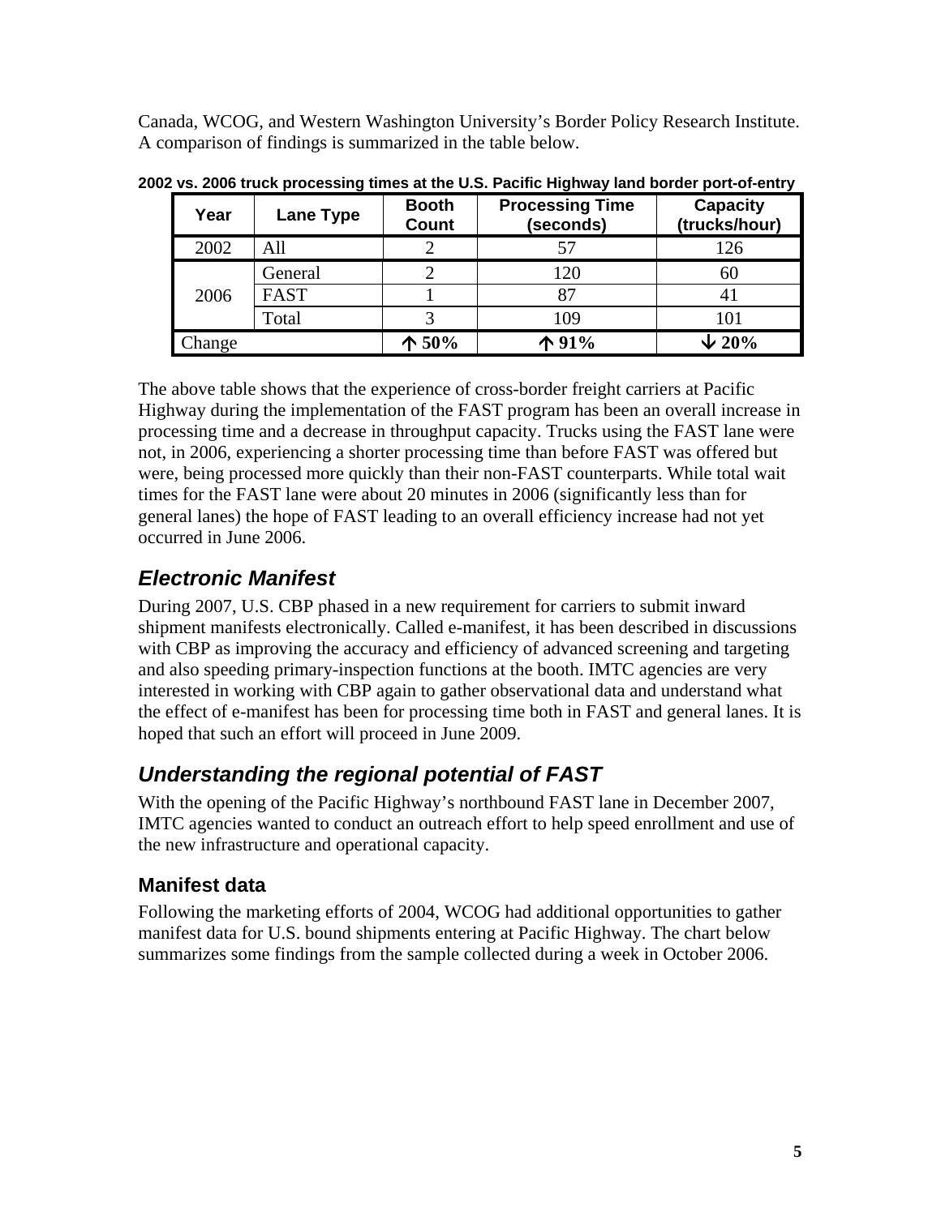Canada, WCOG, and Western Washington University's Border Policy Research Institute. A comparison of findings is summarized in the table below.

**2002 vs. 2006 truck processing times at the U.S. Pacific Highway land border port-of-entry**

| Year | Lane Type | Booth Count | Processing Time (seconds) | Capacity (trucks/hour) |
|---|---|---|---|---|
| 2002 | All | 2 | 57 | 126 |
| 2006 | General | 2 | 120 | 60 |
| | FAST | 1 | 87 | 41 |
| | Total | 3 | 109 | 101 |
| Change | | ↑ 50% | ↑ 91% | ↓ 20% |

The above table shows that the experience of cross-border freight carriers at Pacific Highway during the implementation of the FAST program has been an overall increase in processing time and a decrease in throughput capacity. Trucks using the FAST lane were not, in 2006, experiencing a shorter processing time than before FAST was offered but were, being processed more quickly than their non-FAST counterparts. While total wait times for the FAST lane were about 20 minutes in 2006 (significantly less than for general lanes) the hope of FAST leading to an overall efficiency increase had not yet occurred in June 2006.

## *Electronic Manifest*

During 2007, U.S. CBP phased in a new requirement for carriers to submit inward shipment manifests electronically. Called e-manifest, it has been described in discussions with CBP as improving the accuracy and efficiency of advanced screening and targeting and also speeding primary-inspection functions at the booth. IMTC agencies are very interested in working with CBP again to gather observational data and understand what the effect of e-manifest has been for processing time both in FAST and general lanes. It is hoped that such an effort will proceed in June 2009.

## *Understanding the regional potential of FAST*

With the opening of the Pacific Highway's northbound FAST lane in December 2007, IMTC agencies wanted to conduct an outreach effort to help speed enrollment and use of the new infrastructure and operational capacity.

### Manifest data

Following the marketing efforts of 2004, WCOG had additional opportunities to gather manifest data for U.S. bound shipments entering at Pacific Highway. The chart below summarizes some findings from the sample collected during a week in October 2006.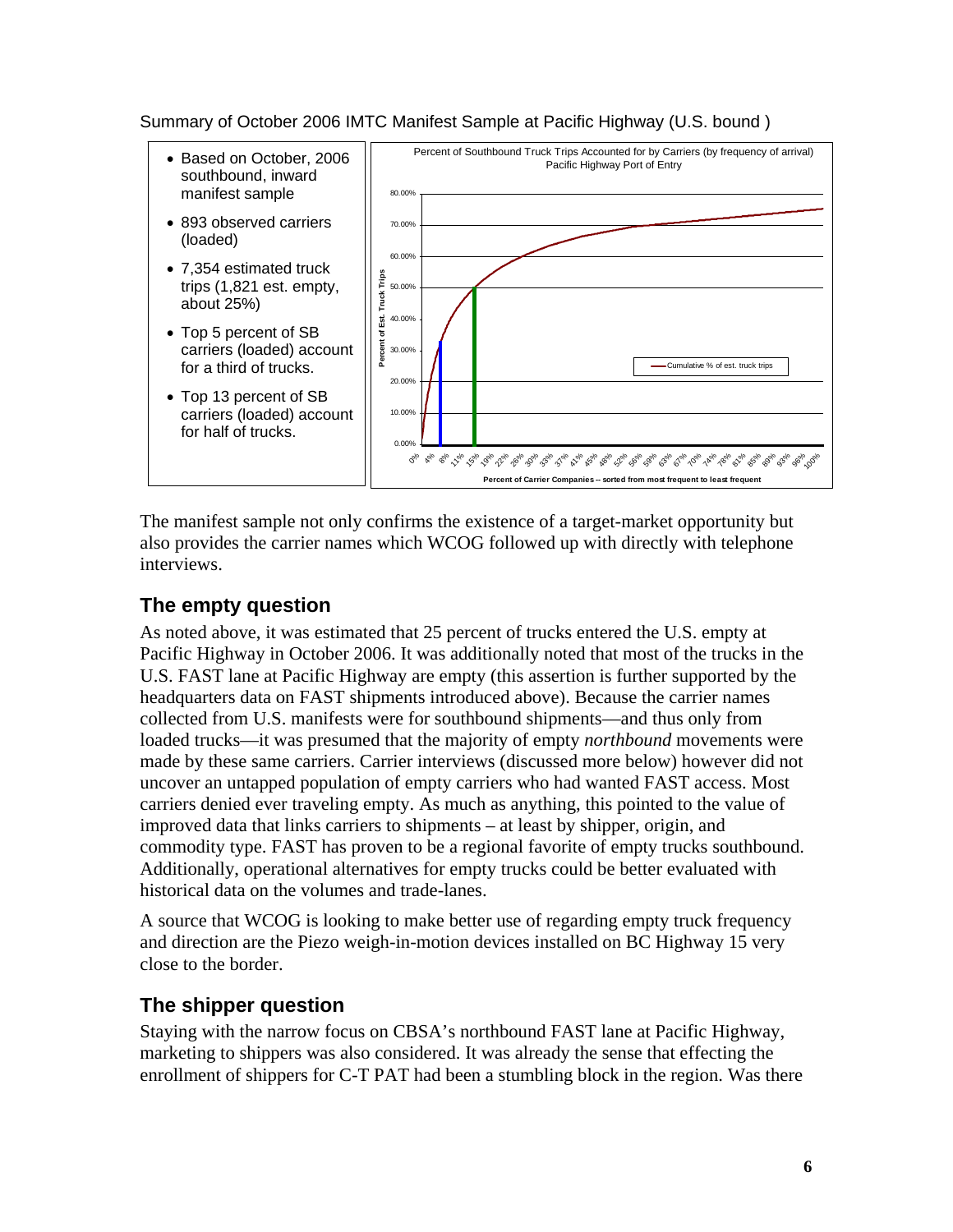Summary of October 2006 IMTC Manifest Sample at Pacific Highway (U.S. bound )

- Based on October, 2006 southbound, inward manifest sample
- 893 observed carriers (loaded)
- 7,354 estimated truck trips (1,821 est. empty, about 25%)
- Top 5 percent of SB carriers (loaded) account for a third of trucks.
- Top 13 percent of SB carriers (loaded) account for half of trucks.

Percent of Southbound Truck Trips Accounted for by Carriers (by frequency of arrival)
Pacific Highway Port of Entry

The manifest sample not only confirms the existence of a target-market opportunity but also provides the carrier names which WCOG followed up with directly with telephone interviews.

## The empty question

As noted above, it was estimated that 25 percent of trucks entered the U.S. empty at Pacific Highway in October 2006. It was additionally noted that most of the trucks in the U.S. FAST lane at Pacific Highway are empty (this assertion is further supported by the headquarters data on FAST shipments introduced above). Because the carrier names collected from U.S. manifests were for southbound shipments—and thus only from loaded trucks—it was presumed that the majority of empty *northbound* movements were made by these same carriers. Carrier interviews (discussed more below) however did not uncover an untapped population of empty carriers who had wanted FAST access. Most carriers denied ever traveling empty. As much as anything, this pointed to the value of improved data that links carriers to shipments – at least by shipper, origin, and commodity type. FAST has proven to be a regional favorite of empty trucks southbound. Additionally, operational alternatives for empty trucks could be better evaluated with historical data on the volumes and trade-lanes.

A source that WCOG is looking to make better use of regarding empty truck frequency and direction are the Piezo weigh-in-motion devices installed on BC Highway 15 very close to the border.

## The shipper question

Staying with the narrow focus on CBSA's northbound FAST lane at Pacific Highway, marketing to shippers was also considered. It was already the sense that effecting the enrollment of shippers for C-T PAT had been a stumbling block in the region. Was there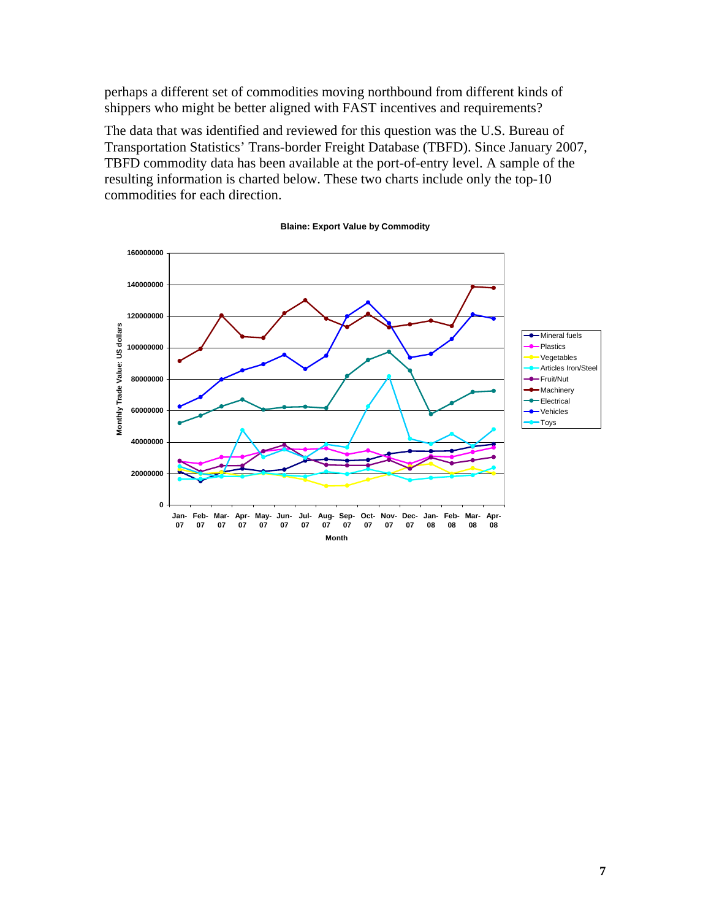perhaps a different set of commodities moving northbound from different kinds of shippers who might be better aligned with FAST incentives and requirements?

The data that was identified and reviewed for this question was the U.S. Bureau of Transportation Statistics' Trans-border Freight Database (TBFD). Since January 2007, TBFD commodity data has been available at the port-of-entry level. A sample of the resulting information is charted below. These two charts include only the top-10 commodities for each direction.

**Blaine: Export Value by Commodity**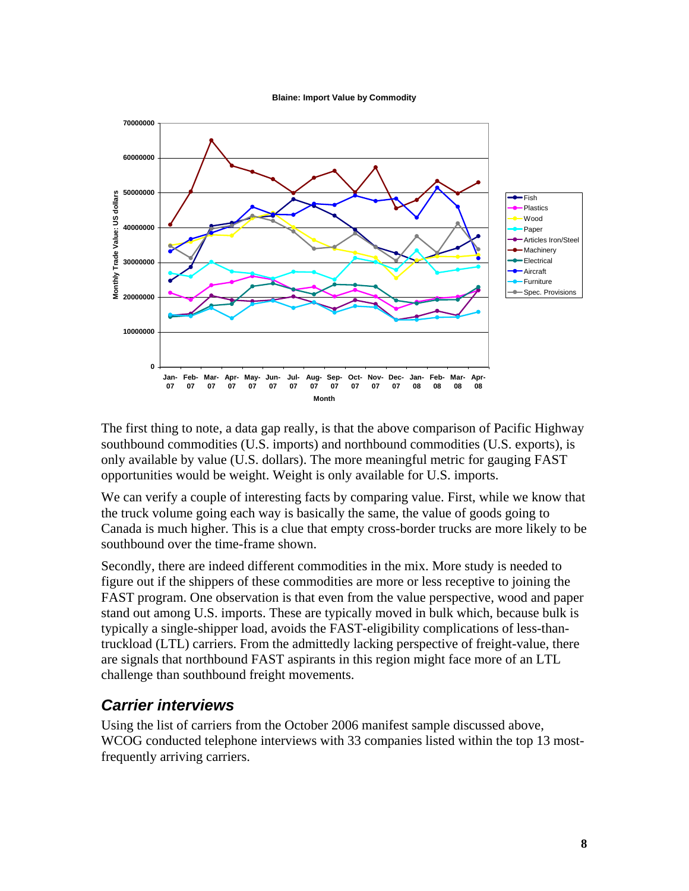The first thing to note, a data gap really, is that the above comparison of Pacific Highway southbound commodities (U.S. imports) and northbound commodities (U.S. exports), is only available by value (U.S. dollars). The more meaningful metric for gauging FAST opportunities would be weight. Weight is only available for U.S. imports.

We can verify a couple of interesting facts by comparing value. First, while we know that the truck volume going each way is basically the same, the value of goods going to Canada is much higher. This is a clue that empty cross-border trucks are more likely to be southbound over the time-frame shown.

Secondly, there are indeed different commodities in the mix. More study is needed to figure out if the shippers of these commodities are more or less receptive to joining the FAST program. One observation is that even from the value perspective, wood and paper stand out among U.S. imports. These are typically moved in bulk which, because bulk is typically a single-shipper load, avoids the FAST-eligibility complications of less-than-truckload (LTL) carriers. From the admittedly lacking perspective of freight-value, there are signals that northbound FAST aspirants in this region might face more of an LTL challenge than southbound freight movements.

## *Carrier interviews*

Using the list of carriers from the October 2006 manifest sample discussed above, WCOG conducted telephone interviews with 33 companies listed within the top 13 most-frequently arriving carriers.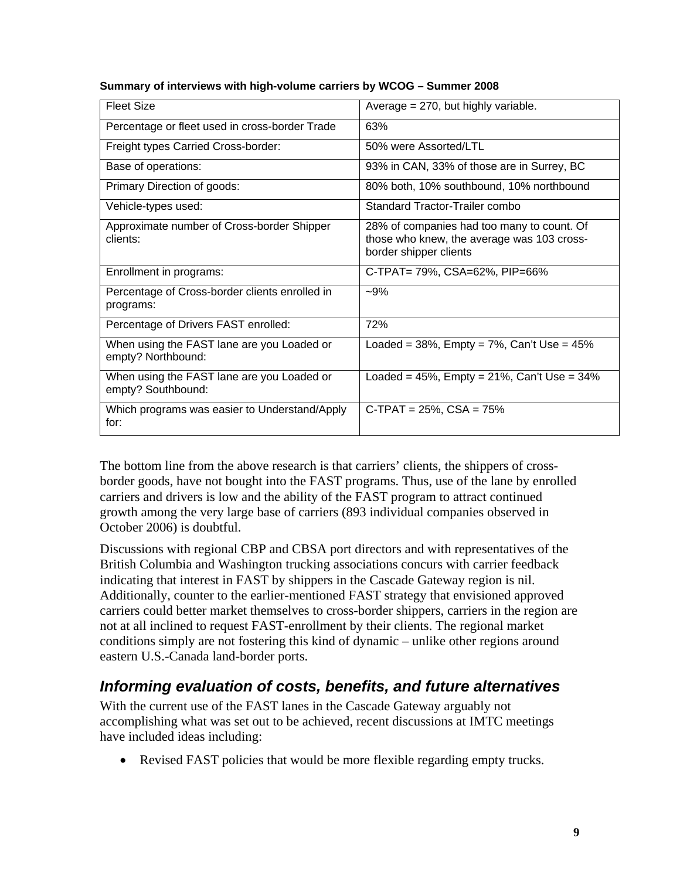**Summary of interviews with high-volume carriers by WCOG – Summer 2008**

| | |
|---|---|
| Fleet Size | Average = 270, but highly variable. |
| Percentage or fleet used in cross-border Trade | 63% |
| Freight types Carried Cross-border: | 50% were Assorted/LTL |
| Base of operations: | 93% in CAN, 33% of those are in Surrey, BC |
| Primary Direction of goods: | 80% both, 10% southbound, 10% northbound |
| Vehicle-types used: | Standard Tractor-Trailer combo |
| Approximate number of Cross-border Shipper clients: | 28% of companies had too many to count. Of those who knew, the average was 103 cross-border shipper clients |
| Enrollment in programs: | C-TPAT= 79%, CSA=62%, PIP=66% |
| Percentage of Cross-border clients enrolled in programs: | ~9% |
| Percentage of Drivers FAST enrolled: | 72% |
| When using the FAST lane are you Loaded or empty? Northbound: | Loaded = 38%, Empty = 7%, Can't Use = 45% |
| When using the FAST lane are you Loaded or empty? Southbound: | Loaded = 45%, Empty = 21%, Can't Use = 34% |
| Which programs was easier to Understand/Apply for: | C-TPAT = 25%, CSA = 75% |

The bottom line from the above research is that carriers' clients, the shippers of cross-border goods, have not bought into the FAST programs. Thus, use of the lane by enrolled carriers and drivers is low and the ability of the FAST program to attract continued growth among the very large base of carriers (893 individual companies observed in October 2006) is doubtful.

Discussions with regional CBP and CBSA port directors and with representatives of the British Columbia and Washington trucking associations concurs with carrier feedback indicating that interest in FAST by shippers in the Cascade Gateway region is nil. Additionally, counter to the earlier-mentioned FAST strategy that envisioned approved carriers could better market themselves to cross-border shippers, carriers in the region are not at all inclined to request FAST-enrollment by their clients. The regional market conditions simply are not fostering this kind of dynamic – unlike other regions around eastern U.S.-Canada land-border ports.

## *Informing evaluation of costs, benefits, and future alternatives*

With the current use of the FAST lanes in the Cascade Gateway arguably not accomplishing what was set out to be achieved, recent discussions at IMTC meetings have included ideas including:

- Revised FAST policies that would be more flexible regarding empty trucks.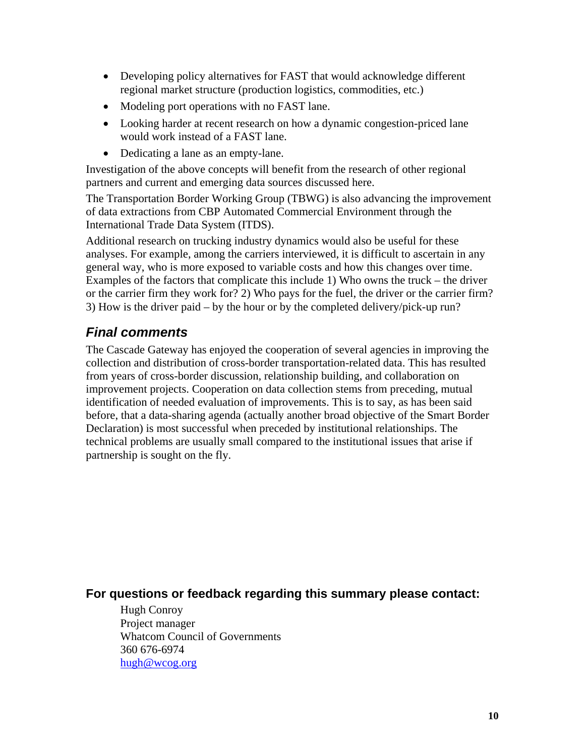- Developing policy alternatives for FAST that would acknowledge different regional market structure (production logistics, commodities, etc.)
- Modeling port operations with no FAST lane.
- Looking harder at recent research on how a dynamic congestion-priced lane would work instead of a FAST lane.
- Dedicating a lane as an empty-lane.

Investigation of the above concepts will benefit from the research of other regional partners and current and emerging data sources discussed here.

The Transportation Border Working Group (TBWG) is also advancing the improvement of data extractions from CBP Automated Commercial Environment through the International Trade Data System (ITDS).

Additional research on trucking industry dynamics would also be useful for these analyses. For example, among the carriers interviewed, it is difficult to ascertain in any general way, who is more exposed to variable costs and how this changes over time. Examples of the factors that complicate this include 1) Who owns the truck – the driver or the carrier firm they work for? 2) Who pays for the fuel, the driver or the carrier firm? 3) How is the driver paid – by the hour or by the completed delivery/pick-up run?

## *Final comments*

The Cascade Gateway has enjoyed the cooperation of several agencies in improving the collection and distribution of cross-border transportation-related data. This has resulted from years of cross-border discussion, relationship building, and collaboration on improvement projects. Cooperation on data collection stems from preceding, mutual identification of needed evaluation of improvements. This is to say, as has been said before, that a data-sharing agenda (actually another broad objective of the Smart Border Declaration) is most successful when preceded by institutional relationships. The technical problems are usually small compared to the institutional issues that arise if partnership is sought on the fly.

**For questions or feedback regarding this summary please contact:**

Hugh Conroy
Project manager
Whatcom Council of Governments
360 676-6974
hugh@wcog.org